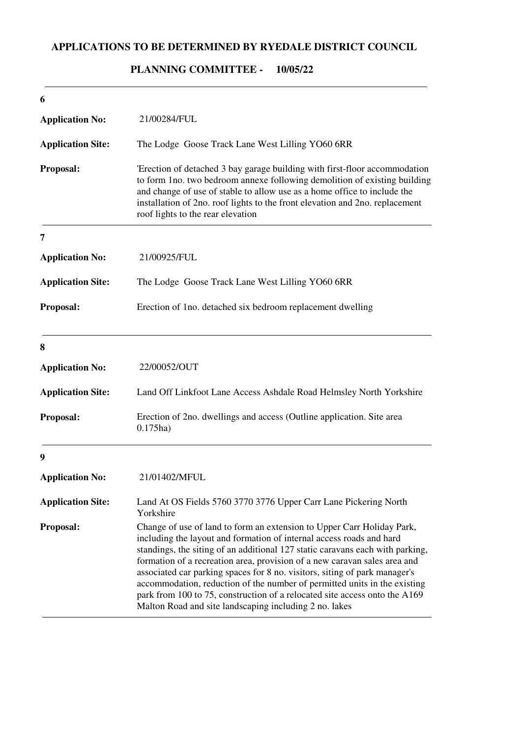# APPLICATIONS TO BE DETERMINED BY RYEDALE DISTRICT COUNCIL

## PLANNING COMMITTEE - 10/05/22

---

**6**

**Application No:** 21/00284/FUL

**Application Site:** The Lodge Goose Track Lane West Lilling YO60 6RR

**Proposal:** 'Erection of detached 3 bay garage building with first-floor accommodation to form 1no. two bedroom annexe following demolition of existing building and change of use of stable to allow use as a home office to include the installation of 2no. roof lights to the front elevation and 2no. replacement roof lights to the rear elevation

---

**7**

**Application No:** 21/00925/FUL

**Application Site:** The Lodge Goose Track Lane West Lilling YO60 6RR

**Proposal:** Erection of 1no. detached six bedroom replacement dwelling

---

**8**

**Application No:** 22/00052/OUT

**Application Site:** Land Off Linkfoot Lane Access Ashdale Road Helmsley North Yorkshire

**Proposal:** Erection of 2no. dwellings and access (Outline application. Site area 0.175ha)

---

**9**

**Application No:** 21/01402/MFUL

**Application Site:** Land At OS Fields 5760 3770 3776 Upper Carr Lane Pickering North Yorkshire

**Proposal:** Change of use of land to form an extension to Upper Carr Holiday Park, including the layout and formation of internal access roads and hard standings, the siting of an additional 127 static caravans each with parking, formation of a recreation area, provision of a new caravan sales area and associated car parking spaces for 8 no. visitors, siting of park manager's accommodation, reduction of the number of permitted units in the existing park from 100 to 75, construction of a relocated site access onto the A169 Malton Road and site landscaping including 2 no. lakes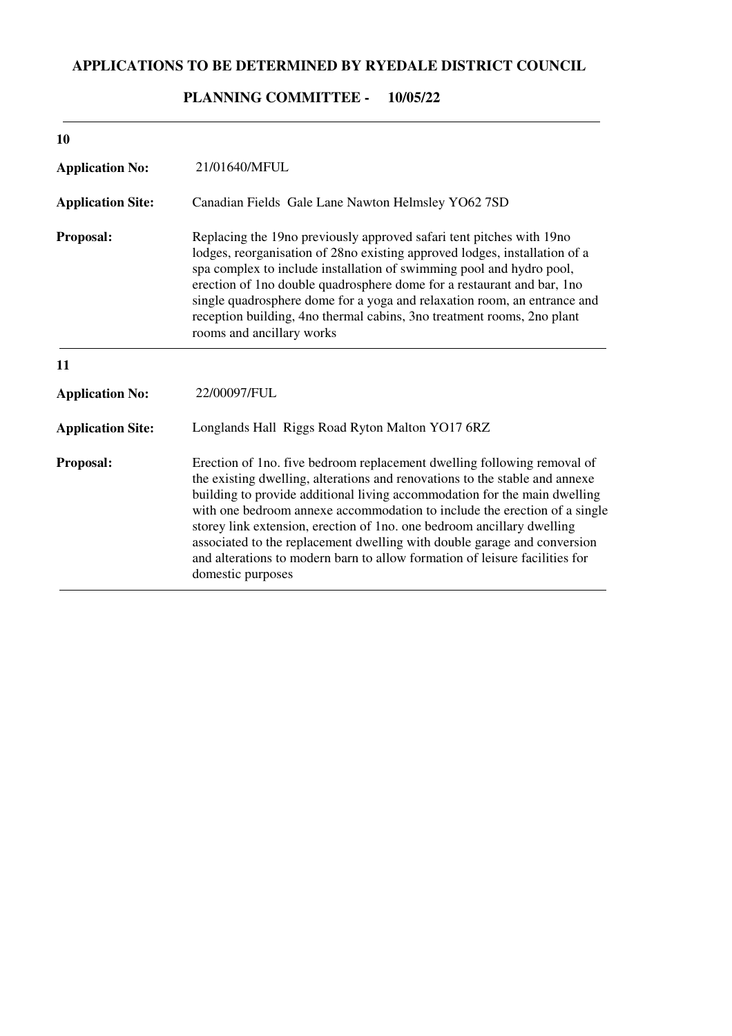**APPLICATIONS TO BE DETERMINED BY RYEDALE DISTRICT COUNCIL**

**PLANNING COMMITTEE - 10/05/22**

---

**10**

**Application No:** 21/01640/MFUL

**Application Site:** Canadian Fields Gale Lane Nawton Helmsley YO62 7SD

**Proposal:** Replacing the 19no previously approved safari tent pitches with 19no lodges, reorganisation of 28no existing approved lodges, installation of a spa complex to include installation of swimming pool and hydro pool, erection of 1no double quadrosphere dome for a restaurant and bar, 1no single quadrosphere dome for a yoga and relaxation room, an entrance and reception building, 4no thermal cabins, 3no treatment rooms, 2no plant rooms and ancillary works

---

**11**

**Application No:** 22/00097/FUL

**Application Site:** Longlands Hall Riggs Road Ryton Malton YO17 6RZ

**Proposal:** Erection of 1no. five bedroom replacement dwelling following removal of the existing dwelling, alterations and renovations to the stable and annexe building to provide additional living accommodation for the main dwelling with one bedroom annexe accommodation to include the erection of a single storey link extension, erection of 1no. one bedroom ancillary dwelling associated to the replacement dwelling with double garage and conversion and alterations to modern barn to allow formation of leisure facilities for domestic purposes